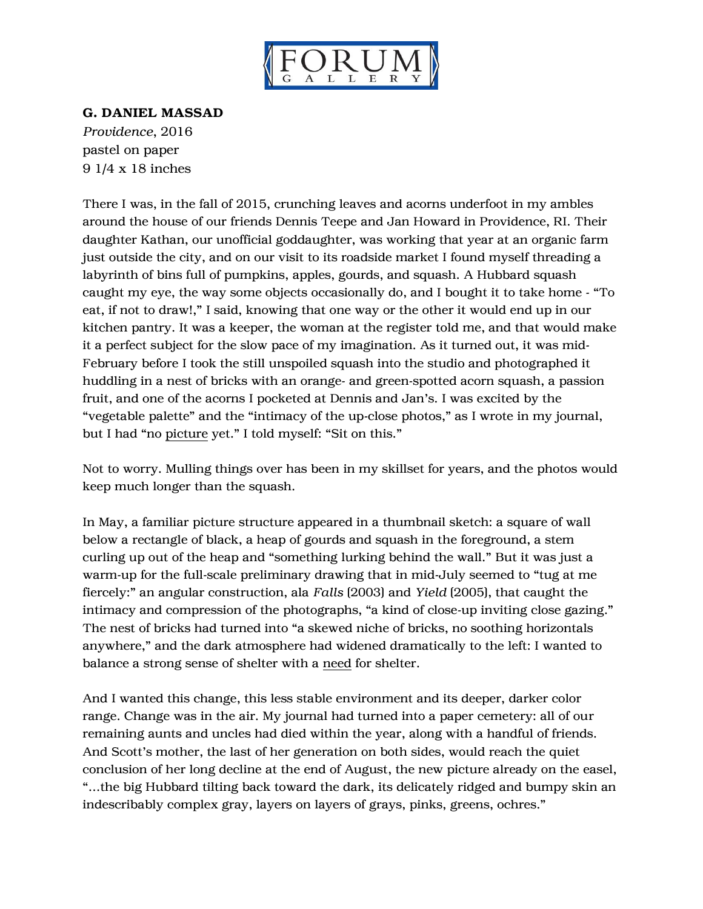**G. DANIEL MASSAD**
*Providence*, 2016
pastel on paper
9 1/4 x 18 inches

There I was, in the fall of 2015, crunching leaves and acorns underfoot in my ambles around the house of our friends Dennis Teepe and Jan Howard in Providence, RI. Their daughter Kathan, our unofficial goddaughter, was working that year at an organic farm just outside the city, and on our visit to its roadside market I found myself threading a labyrinth of bins full of pumpkins, apples, gourds, and squash. A Hubbard squash caught my eye, the way some objects occasionally do, and I bought it to take home - "To eat, if not to draw!," I said, knowing that one way or the other it would end up in our kitchen pantry. It was a keeper, the woman at the register told me, and that would make it a perfect subject for the slow pace of my imagination. As it turned out, it was mid-February before I took the still unspoiled squash into the studio and photographed it huddling in a nest of bricks with an orange- and green-spotted acorn squash, a passion fruit, and one of the acorns I pocketed at Dennis and Jan's. I was excited by the "vegetable palette" and the "intimacy of the up-close photos," as I wrote in my journal, but I had "no <u>picture</u> yet." I told myself: "Sit on this."

Not to worry. Mulling things over has been in my skillset for years, and the photos would keep much longer than the squash.

In May, a familiar picture structure appeared in a thumbnail sketch: a square of wall below a rectangle of black, a heap of gourds and squash in the foreground, a stem curling up out of the heap and "something lurking behind the wall." But it was just a warm-up for the full-scale preliminary drawing that in mid-July seemed to "tug at me fiercely:" an angular construction, ala *Falls* (2003) and *Yield* (2005), that caught the intimacy and compression of the photographs, "a kind of close-up inviting close gazing." The nest of bricks had turned into "a skewed niche of bricks, no soothing horizontals anywhere," and the dark atmosphere had widened dramatically to the left: I wanted to balance a strong sense of shelter with a <u>need</u> for shelter.

And I wanted this change, this less stable environment and its deeper, darker color range. Change was in the air. My journal had turned into a paper cemetery: all of our remaining aunts and uncles had died within the year, along with a handful of friends. And Scott's mother, the last of her generation on both sides, would reach the quiet conclusion of her long decline at the end of August, the new picture already on the easel, "...the big Hubbard tilting back toward the dark, its delicately ridged and bumpy skin an indescribably complex gray, layers on layers of grays, pinks, greens, ochres."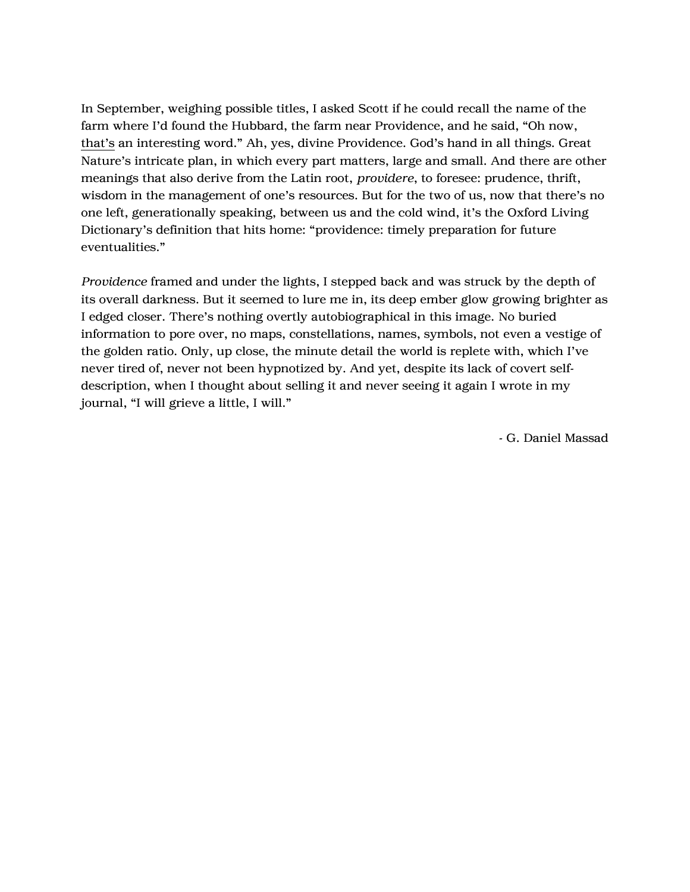In September, weighing possible titles, I asked Scott if he could recall the name of the farm where I'd found the Hubbard, the farm near Providence, and he said, "Oh now, <u>that's</u> an interesting word." Ah, yes, divine Providence. God's hand in all things. Great Nature's intricate plan, in which every part matters, large and small. And there are other meanings that also derive from the Latin root, *providere*, to foresee: prudence, thrift, wisdom in the management of one's resources. But for the two of us, now that there's no one left, generationally speaking, between us and the cold wind, it's the Oxford Living Dictionary's definition that hits home: "providence: timely preparation for future eventualities."

*Providence* framed and under the lights, I stepped back and was struck by the depth of its overall darkness. But it seemed to lure me in, its deep ember glow growing brighter as I edged closer. There's nothing overtly autobiographical in this image. No buried information to pore over, no maps, constellations, names, symbols, not even a vestige of the golden ratio. Only, up close, the minute detail the world is replete with, which I've never tired of, never not been hypnotized by. And yet, despite its lack of covert self-description, when I thought about selling it and never seeing it again I wrote in my journal, "I will grieve a little, I will."

- G. Daniel Massad